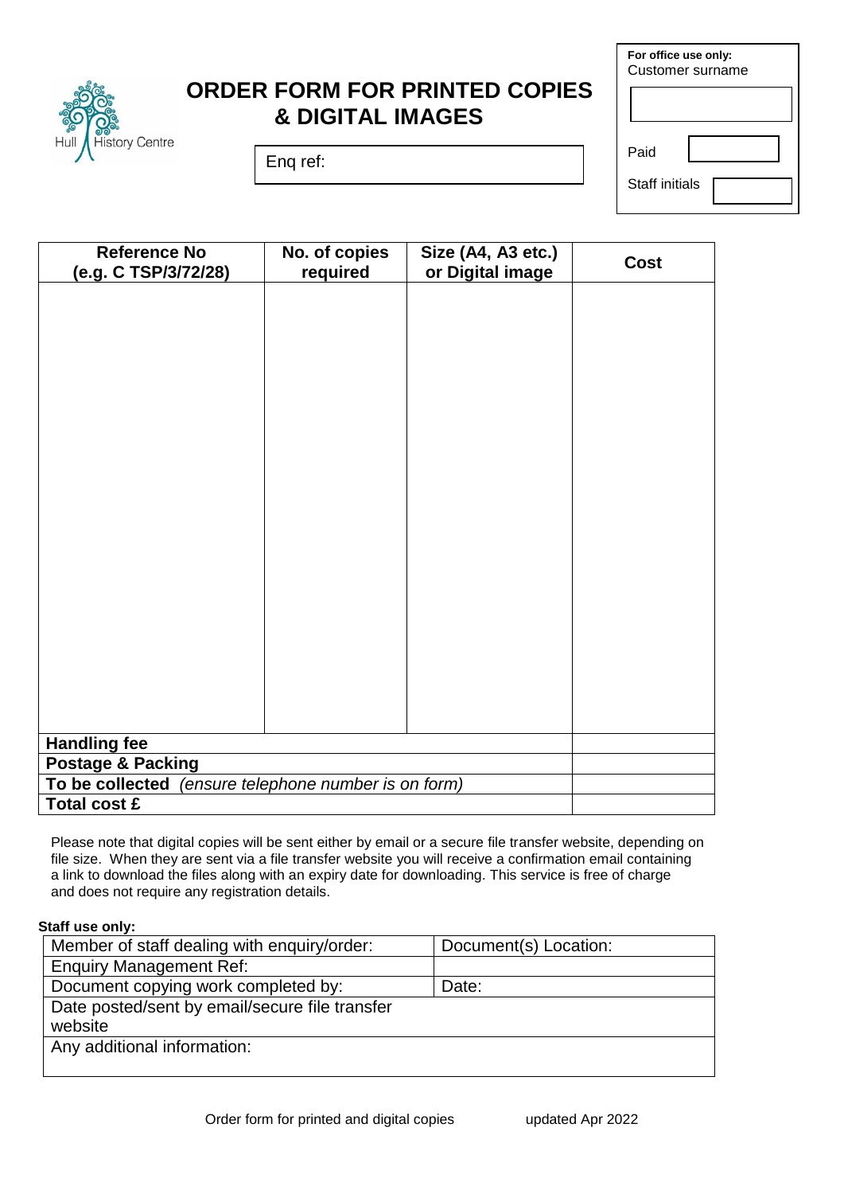Hull History Centre

# ORDER FORM FOR PRINTED COPIES & DIGITAL IMAGES

Enq ref:

**For office use only:**
Customer surname

Paid

Staff initials

| Reference No (e.g. C TSP/3/72/28) | No. of copies required | Size (A4, A3 etc.) or Digital image | Cost |
|---|---|---|---|
| | | | |
| **Handling fee** | | | |
| **Postage & Packing** | | | |
| **To be collected** *(ensure telephone number is on form)* | | | |
| **Total cost £** | | | |

Please note that digital copies will be sent either by email or a secure file transfer website, depending on file size. When they are sent via a file transfer website you will receive a confirmation email containing a link to download the files along with an expiry date for downloading. This service is free of charge and does not require any registration details.

**Staff use only:**

| Member of staff dealing with enquiry/order: | Document(s) Location: |
|---|---|
| Enquiry Management Ref: | |
| Document copying work completed by: | Date: |
| Date posted/sent by email/secure file transfer website | |
| Any additional information: | |

Order form for printed and digital copies updated Apr 2022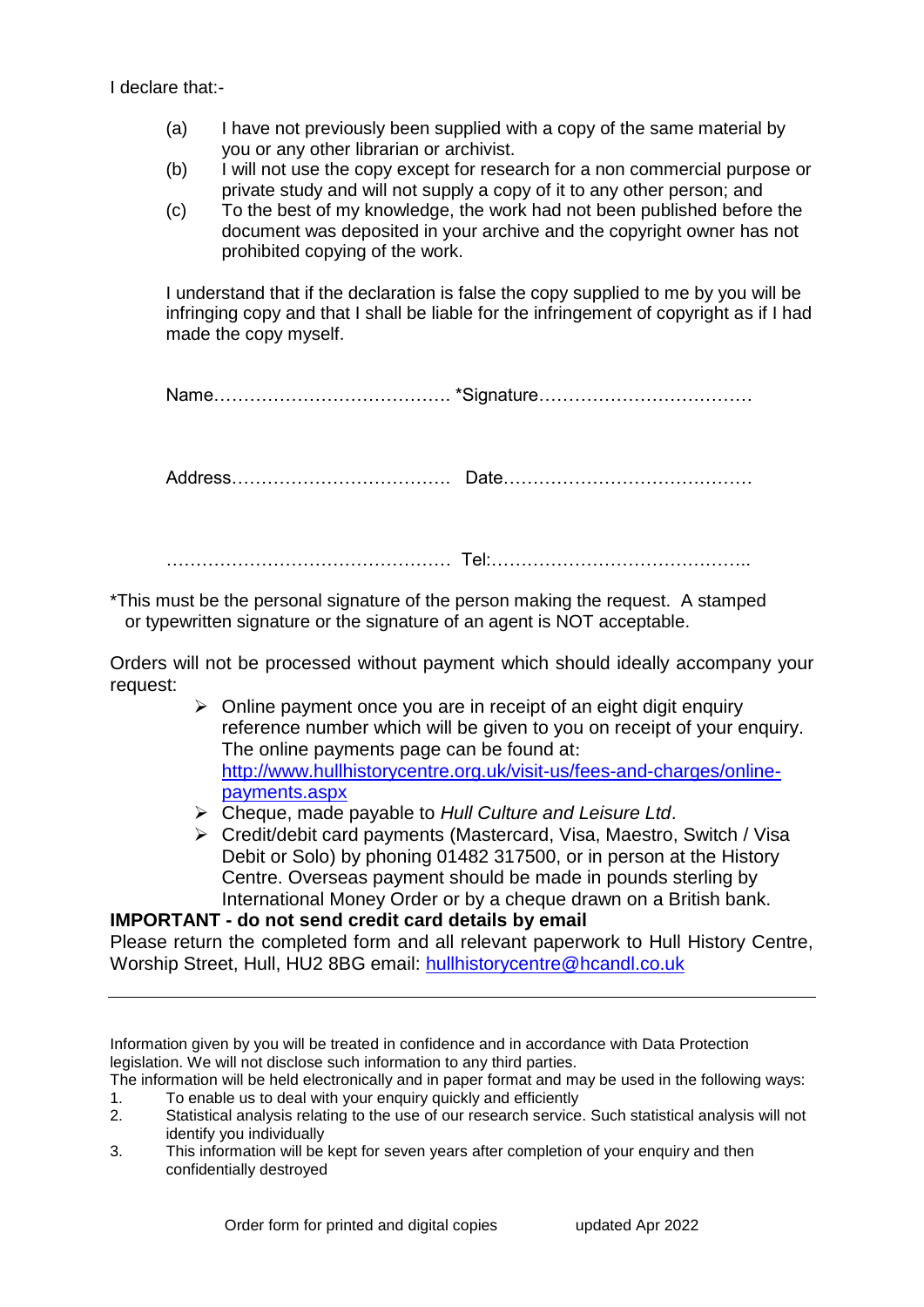I declare that:-

(a) I have not previously been supplied with a copy of the same material by you or any other librarian or archivist.

(b) I will not use the copy except for research for a non commercial purpose or private study and will not supply a copy of it to any other person; and

(c) To the best of my knowledge, the work had not been published before the document was deposited in your archive and the copyright owner has not prohibited copying of the work.

I understand that if the declaration is false the copy supplied to me by you will be infringing copy and that I shall be liable for the infringement of copyright as if I had made the copy myself.

Name………………………………… *Signature………………………………

Address……………………………… Date……………………………………

………………………………………… Tel:……………………………………..

*This must be the personal signature of the person making the request. A stamped or typewritten signature or the signature of an agent is NOT acceptable.

Orders will not be processed without payment which should ideally accompany your request:

- Online payment once you are in receipt of an eight digit enquiry reference number which will be given to you on receipt of your enquiry. The online payments page can be found at: [http://www.hullhistorycentre.org.uk/visit-us/fees-and-charges/online-payments.aspx](http://www.hullhistorycentre.org.uk/visit-us/fees-and-charges/online-payments.aspx)
- Cheque, made payable to *Hull Culture and Leisure Ltd*.
- Credit/debit card payments (Mastercard, Visa, Maestro, Switch / Visa Debit or Solo) by phoning 01482 317500, or in person at the History Centre. Overseas payment should be made in pounds sterling by International Money Order or by a cheque drawn on a British bank.

**IMPORTANT - do not send credit card details by email**

Please return the completed form and all relevant paperwork to Hull History Centre, Worship Street, Hull, HU2 8BG email: [hullhistorycentre@hcandl.co.uk](mailto:hullhistorycentre@hcandl.co.uk)

---

Information given by you will be treated in confidence and in accordance with Data Protection legislation. We will not disclose such information to any third parties.

The information will be held electronically and in paper format and may be used in the following ways:

1. To enable us to deal with your enquiry quickly and efficiently
2. Statistical analysis relating to the use of our research service. Such statistical analysis will not identify you individually
3. This information will be kept for seven years after completion of your enquiry and then confidentially destroyed

Order form for printed and digital copies updated Apr 2022